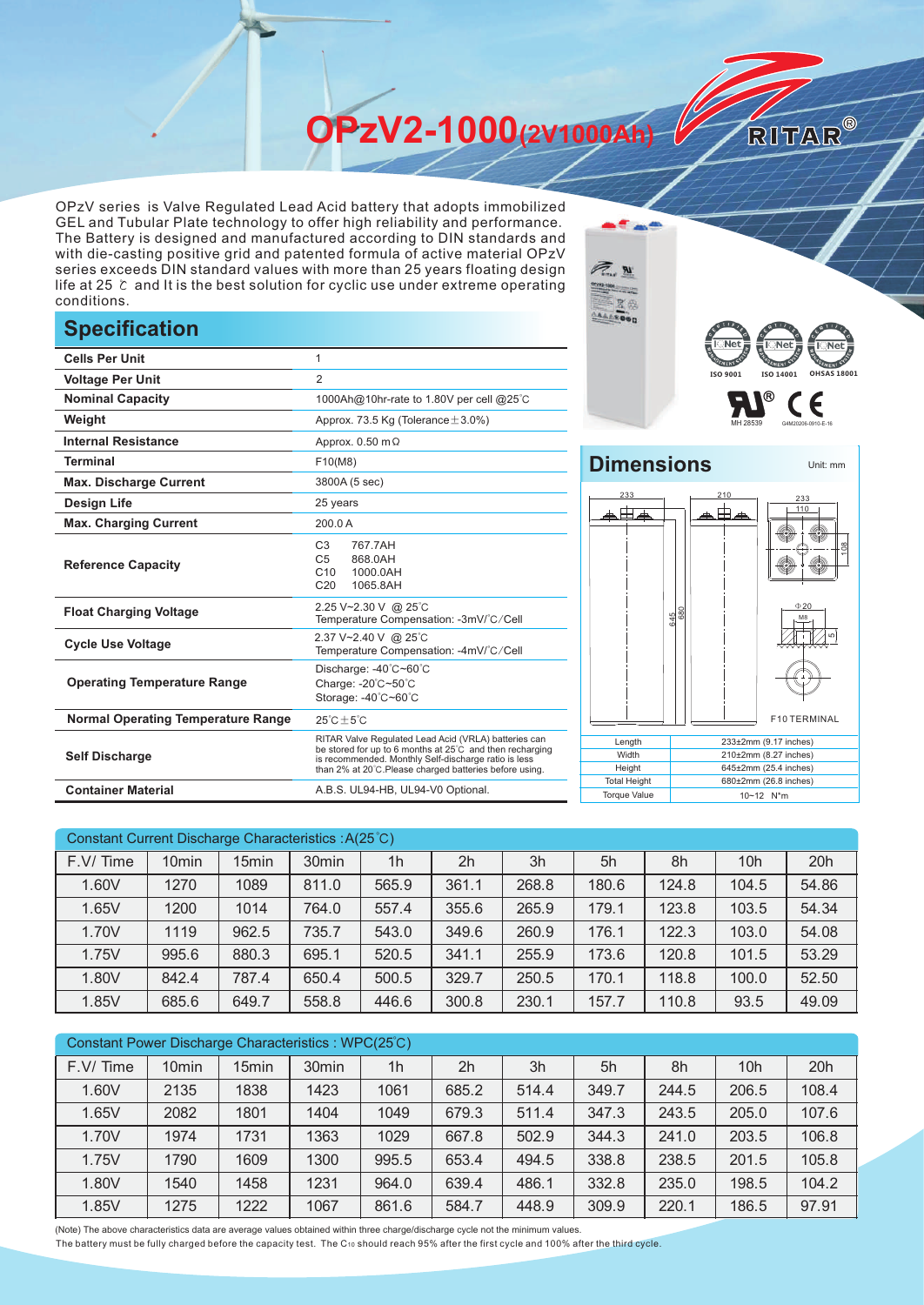# OPzV2-1000(2V1000Ah)

RITAR®

OPzV series is Valve Regulated Lead Acid battery that adopts immobilized GEL and Tubular Plate technology to offer high reliability and performance. The Battery is designed and manufactured according to DIN standards and with die-casting positive grid and patented formula of active material OPzV series exceeds DIN standard values with more than 25 years floating design life at 25 ℃ and It is the best solution for cyclic use under extreme operating conditions.

## Specification

| | |
|---|---|
| **Cells Per Unit** | 1 |
| **Voltage Per Unit** | 2 |
| **Nominal Capacity** | 1000Ah@10hr-rate to 1.80V per cell @25℃ |
| **Weight** | Approx. 73.5 Kg (Tolerance±3.0%) |
| **Internal Resistance** | Approx. 0.50 mΩ |
| **Terminal** | F10(M8) |
| **Max. Discharge Current** | 3800A (5 sec) |
| **Design Life** | 25 years |
| **Max. Charging Current** | 200.0 A |
| **Reference Capacity** | C3 767.7AH<br>C5 868.0AH<br>C10 1000.0AH<br>C20 1065.8AH |
| **Float Charging Voltage** | 2.25 V~2.30 V @ 25℃<br>Temperature Compensation: -3mV/℃/Cell |
| **Cycle Use Voltage** | 2.37 V~2.40 V @ 25℃<br>Temperature Compensation: -4mV/℃/Cell |
| **Operating Temperature Range** | Discharge: -40℃~60℃<br>Charge: -20℃~50℃<br>Storage: -40℃~60℃ |
| **Normal Operating Temperature Range** | 25℃±5℃ |
| **Self Discharge** | RITAR Valve Regulated Lead Acid (VRLA) batteries can be stored for up to 6 months at 25℃ and then recharging is recommended. Monthly Self-discharge ratio is less than 2% at 20℃.Please charged batteries before using. |
| **Container Material** | A.B.S. UL94-HB, UL94-V0 Optional. |

ISO 9001 ISO 14001 OHSAS 18001

MH 28539 G4M20206-0910-E-16

## Dimensions

Unit: mm

F10 TERMINAL

| | |
|---|---|
| Length | 233±2mm (9.17 inches) |
| Width | 210±2mm (8.27 inches) |
| Height | 645±2mm (25.4 inches) |
| Total Height | 680±2mm (26.8 inches) |
| Torque Value | 10~12 N*m |

### Constant Current Discharge Characteristics : A(25℃)

| F.V/ Time | 10min | 15min | 30min | 1h | 2h | 3h | 5h | 8h | 10h | 20h |
|---|---|---|---|---|---|---|---|---|---|---|
| 1.60V | 1270 | 1089 | 811.0 | 565.9 | 361.1 | 268.8 | 180.6 | 124.8 | 104.5 | 54.86 |
| 1.65V | 1200 | 1014 | 764.0 | 557.4 | 355.6 | 265.9 | 179.1 | 123.8 | 103.5 | 54.34 |
| 1.70V | 1119 | 962.5 | 735.7 | 543.0 | 349.6 | 260.9 | 176.1 | 122.3 | 103.0 | 54.08 |
| 1.75V | 995.6 | 880.3 | 695.1 | 520.5 | 341.1 | 255.9 | 173.6 | 120.8 | 101.5 | 53.29 |
| 1.80V | 842.4 | 787.4 | 650.4 | 500.5 | 329.7 | 250.5 | 170.1 | 118.8 | 100.0 | 52.50 |
| 1.85V | 685.6 | 649.7 | 558.8 | 446.6 | 300.8 | 230.1 | 157.7 | 110.8 | 93.5 | 49.09 |

### Constant Power Discharge Characteristics : WPC(25℃)

| F.V/ Time | 10min | 15min | 30min | 1h | 2h | 3h | 5h | 8h | 10h | 20h |
|---|---|---|---|---|---|---|---|---|---|---|
| 1.60V | 2135 | 1838 | 1423 | 1061 | 685.2 | 514.4 | 349.7 | 244.5 | 206.5 | 108.4 |
| 1.65V | 2082 | 1801 | 1404 | 1049 | 679.3 | 511.4 | 347.3 | 243.5 | 205.0 | 107.6 |
| 1.70V | 1974 | 1731 | 1363 | 1029 | 667.8 | 502.9 | 344.3 | 241.0 | 203.5 | 106.8 |
| 1.75V | 1790 | 1609 | 1300 | 995.5 | 653.4 | 494.5 | 338.8 | 238.5 | 201.5 | 105.8 |
| 1.80V | 1540 | 1458 | 1231 | 964.0 | 639.4 | 486.1 | 332.8 | 235.0 | 198.5 | 104.2 |
| 1.85V | 1275 | 1222 | 1067 | 861.6 | 584.7 | 448.9 | 309.9 | 220.1 | 186.5 | 97.91 |

(Note) The above characteristics data are average values obtained within three charge/discharge cycle not the minimum values.
The battery must be fully charged before the capacity test. The $C_{10}$ should reach 95% after the first cycle and 100% after the third cycle.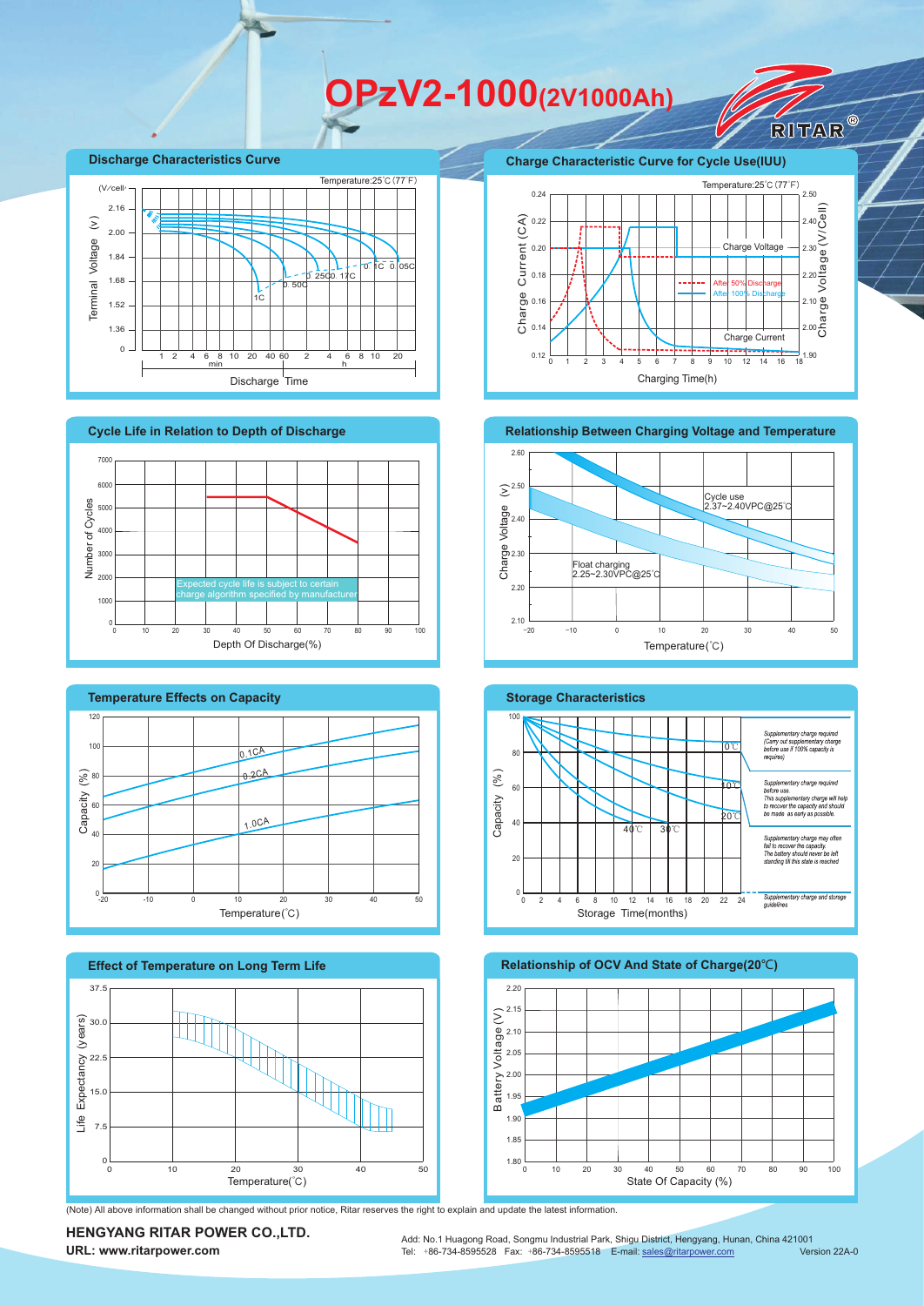# OPzV2-1000(2V1000Ah)

RITAR®

## Discharge Characteristics Curve

Temperature:25℃(77℉)

(V/cell)

2.16
2.00
1.84
1.68
1.52
1.36
0

Terminal Voltage (v)

1C
0.50C
0.25C
0.17C
0.1C
0.05C

1 2 4 6 8 10 20 40 60 2 4 6 8 10 20

min h

Discharge Time

## Charge Characteristic Curve for Cycle Use(IUU)

Temperature:25℃(77℉)

Charge Current (CA)

0.24
0.22
0.20
0.18
0.16
0.14
0.12

Charge Voltage (V/Cell)

2.50
2.40
2.30
2.20
2.10
2.00
1.90

Charge Voltage

After 50% Discharge

After 100% Discharge

Charge Current

0 1 2 3 4 5 6 7 8 9 10 12 14 16 18

Charging Time(h)

## Cycle Life in Relation to Depth of Discharge

Number of Cycles

7000
6000
5000
4000
3000
2000
1000
0

Expected cycle life is subject to certain charge algorithm specified by manufacturer

0 10 20 30 40 50 60 70 80 90 100

Depth Of Discharge(%)

## Relationship Between Charging Voltage and Temperature

Charge Voltage (v)

2.60
2.50
2.40
2.30
2.20
2.10

Cycle use
2.37~2.40VPC@25℃

Float charging
2.25~2.30VPC@25℃

−20 −10 0 10 20 30 40 50

Temperature(℃)

## Temperature Effects on Capacity

Capacity (%)

120
100
80
60
40
20
0

0.1CA
0.2CA
1.0CA

-20 -10 0 10 20 30 40 50

Temperature(℃)

## Storage Characteristics

Capacity (%)

100
80
60
40
20
0

0℃
10℃
20℃
40℃
30℃

*Supplementary charge required (Carry out supplementary charge before use if 100% capacity is requires)*

*Supplementary charge required before use. This supplementary charge will help to recover the capacity and should be made as early as possible.*

*Supplementary charge may often fail to recover the capacity. The battery should never be left standing till this state is reached*

*Supplementary charge and storage guidelines*

0 2 4 6 8 10 12 14 16 18 20 22 24

Storage Time(months)

## Effect of Temperature on Long Term Life

Life Expectancy (years)

37.5
30.0
22.5
15.0
7.5
0

0 10 20 30 40 50

Temperature(℃)

## Relationship of OCV And State of Charge(20℃)

Battery Voltage (V)

2.20
2.15
2.10
2.05
2.00
1.95
1.90
1.85
1.80

0 10 20 30 40 50 60 70 80 90 100

State Of Capacity (%)

(Note) All above information shall be changed without prior notice, Ritar reserves the right to explain and update the latest information.

**HENGYANG RITAR POWER CO.,LTD.**

**URL: www.ritarpower.com**

Add: No.1 Huagong Road, Songmu Industrial Park, Shigu District, Hengyang, Hunan, China 421001

Tel: +86-734-8595528 Fax: +86-734-8595518 E-mail: sales@ritarpower.com

Version 22A-0